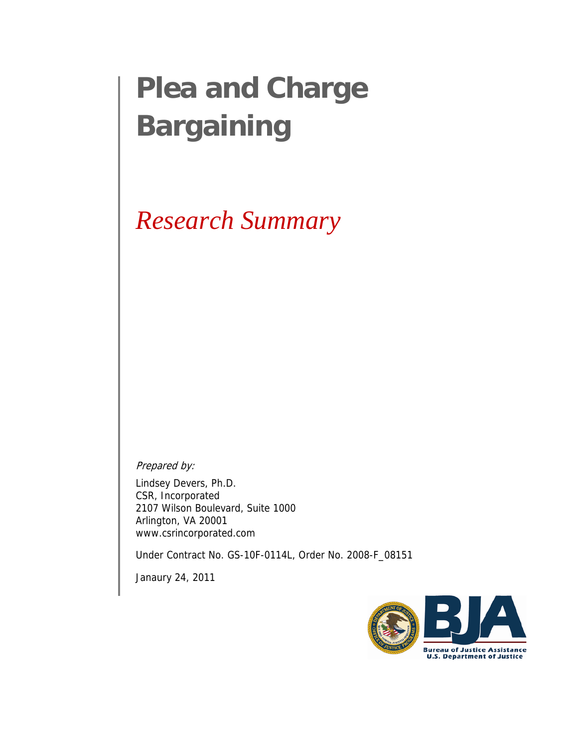# Plea and Charge Bargaining

## *Research Summary*

*Prepared by:*

Lindsey Devers, Ph.D.
CSR, Incorporated
2107 Wilson Boulevard, Suite 1000
Arlington, VA 20001
www.csrincorporated.com

Under Contract No. GS-10F-0114L, Order No. 2008-F_08151

Janaury 24, 2011

Bureau of Justice Assistance
U.S. Department of Justice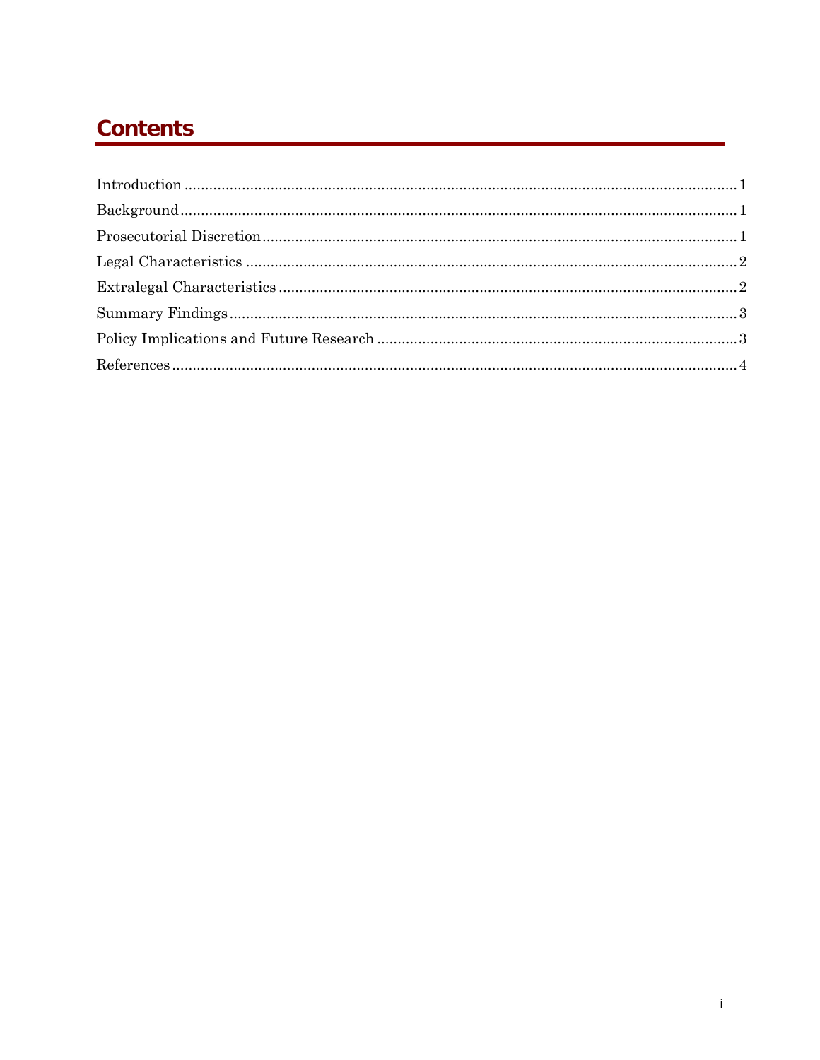# Contents

Introduction ........................................................................................................................ 1
Background........................................................................................................................ 1
Prosecutorial Discretion.................................................................................................... 1
Legal Characteristics ........................................................................................................ 2
Extralegal Characteristics ................................................................................................ 2
Summary Findings ............................................................................................................ 3
Policy Implications and Future Research ........................................................................ 3
References .......................................................................................................................... 4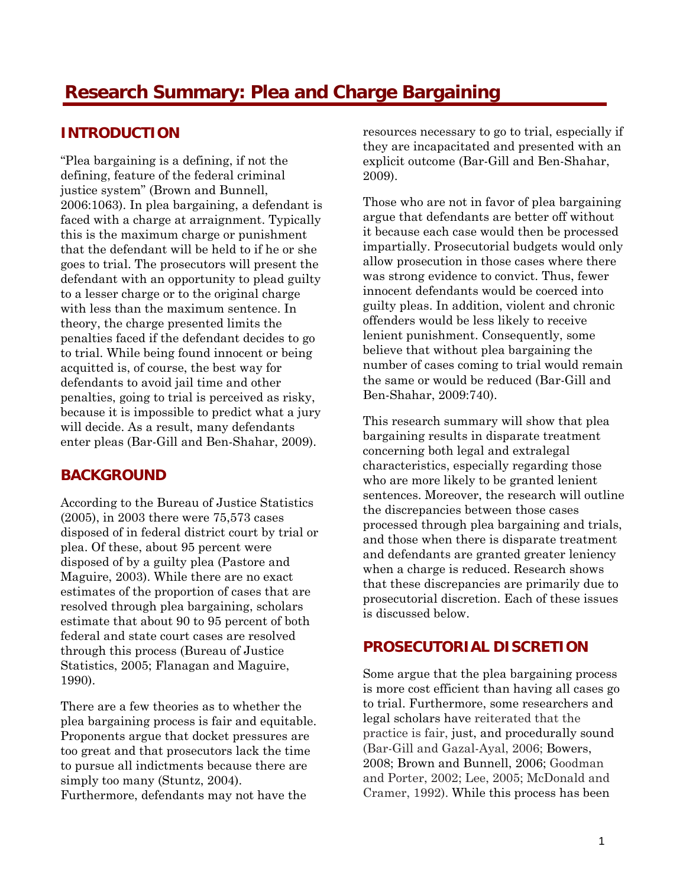# Research Summary: Plea and Charge Bargaining

## INTRODUCTION

"Plea bargaining is a defining, if not the defining, feature of the federal criminal justice system" (Brown and Bunnell, 2006:1063). In plea bargaining, a defendant is faced with a charge at arraignment. Typically this is the maximum charge or punishment that the defendant will be held to if he or she goes to trial. The prosecutors will present the defendant with an opportunity to plead guilty to a lesser charge or to the original charge with less than the maximum sentence. In theory, the charge presented limits the penalties faced if the defendant decides to go to trial. While being found innocent or being acquitted is, of course, the best way for defendants to avoid jail time and other penalties, going to trial is perceived as risky, because it is impossible to predict what a jury will decide. As a result, many defendants enter pleas (Bar-Gill and Ben-Shahar, 2009).

## BACKGROUND

According to the Bureau of Justice Statistics (2005), in 2003 there were 75,573 cases disposed of in federal district court by trial or plea. Of these, about 95 percent were disposed of by a guilty plea (Pastore and Maguire, 2003). While there are no exact estimates of the proportion of cases that are resolved through plea bargaining, scholars estimate that about 90 to 95 percent of both federal and state court cases are resolved through this process (Bureau of Justice Statistics, 2005; Flanagan and Maguire, 1990).

There are a few theories as to whether the plea bargaining process is fair and equitable. Proponents argue that docket pressures are too great and that prosecutors lack the time to pursue all indictments because there are simply too many (Stuntz, 2004). Furthermore, defendants may not have the resources necessary to go to trial, especially if they are incapacitated and presented with an explicit outcome (Bar-Gill and Ben-Shahar, 2009).

Those who are not in favor of plea bargaining argue that defendants are better off without it because each case would then be processed impartially. Prosecutorial budgets would only allow prosecution in those cases where there was strong evidence to convict. Thus, fewer innocent defendants would be coerced into guilty pleas. In addition, violent and chronic offenders would be less likely to receive lenient punishment. Consequently, some believe that without plea bargaining the number of cases coming to trial would remain the same or would be reduced (Bar-Gill and Ben-Shahar, 2009:740).

This research summary will show that plea bargaining results in disparate treatment concerning both legal and extralegal characteristics, especially regarding those who are more likely to be granted lenient sentences. Moreover, the research will outline the discrepancies between those cases processed through plea bargaining and trials, and those when there is disparate treatment and defendants are granted greater leniency when a charge is reduced. Research shows that these discrepancies are primarily due to prosecutorial discretion. Each of these issues is discussed below.

## PROSECUTORIAL DISCRETION

Some argue that the plea bargaining process is more cost efficient than having all cases go to trial. Furthermore, some researchers and legal scholars have reiterated that the practice is fair, just, and procedurally sound (Bar-Gill and Gazal-Ayal, 2006; Bowers, 2008; Brown and Bunnell, 2006; Goodman and Porter, 2002; Lee, 2005; McDonald and Cramer, 1992). While this process has been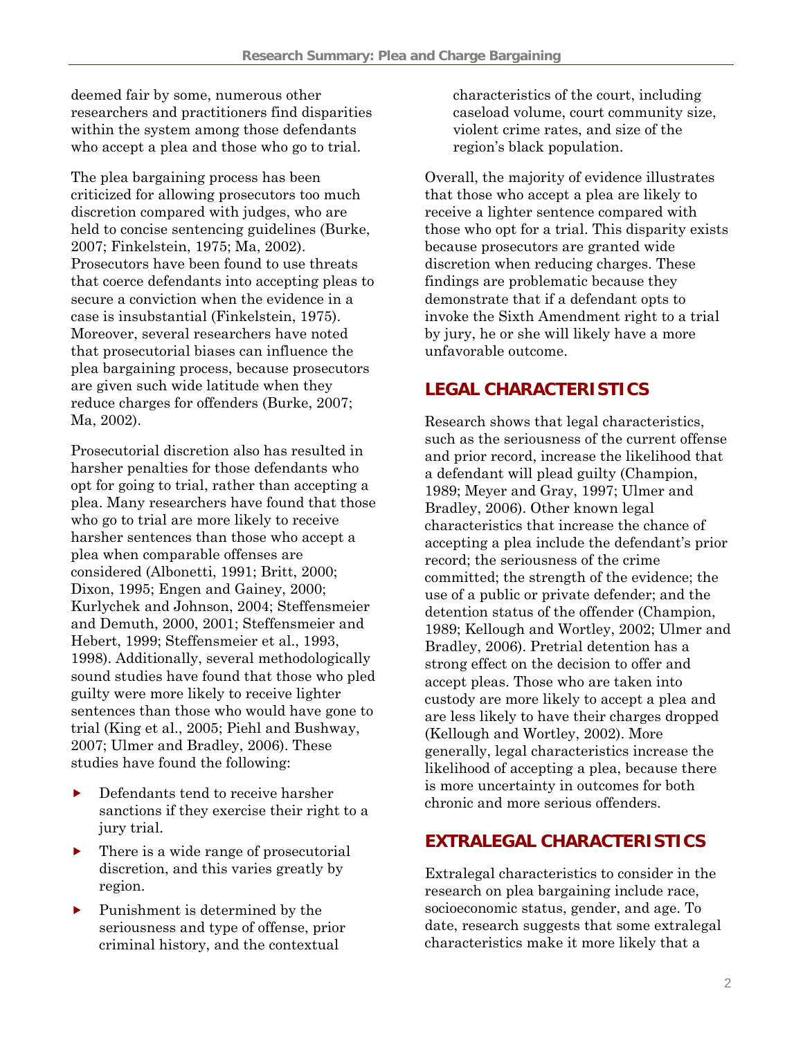deemed fair by some, numerous other researchers and practitioners find disparities within the system among those defendants who accept a plea and those who go to trial.

The plea bargaining process has been criticized for allowing prosecutors too much discretion compared with judges, who are held to concise sentencing guidelines (Burke, 2007; Finkelstein, 1975; Ma, 2002). Prosecutors have been found to use threats that coerce defendants into accepting pleas to secure a conviction when the evidence in a case is insubstantial (Finkelstein, 1975). Moreover, several researchers have noted that prosecutorial biases can influence the plea bargaining process, because prosecutors are given such wide latitude when they reduce charges for offenders (Burke, 2007; Ma, 2002).

Prosecutorial discretion also has resulted in harsher penalties for those defendants who opt for going to trial, rather than accepting a plea. Many researchers have found that those who go to trial are more likely to receive harsher sentences than those who accept a plea when comparable offenses are considered (Albonetti, 1991; Britt, 2000; Dixon, 1995; Engen and Gainey, 2000; Kurlychek and Johnson, 2004; Steffensmeier and Demuth, 2000, 2001; Steffensmeier and Hebert, 1999; Steffensmeier et al., 1993, 1998). Additionally, several methodologically sound studies have found that those who pled guilty were more likely to receive lighter sentences than those who would have gone to trial (King et al., 2005; Piehl and Bushway, 2007; Ulmer and Bradley, 2006). These studies have found the following:

- Defendants tend to receive harsher sanctions if they exercise their right to a jury trial.
- There is a wide range of prosecutorial discretion, and this varies greatly by region.
- Punishment is determined by the seriousness and type of offense, prior criminal history, and the contextual characteristics of the court, including caseload volume, court community size, violent crime rates, and size of the region's black population.

Overall, the majority of evidence illustrates that those who accept a plea are likely to receive a lighter sentence compared with those who opt for a trial. This disparity exists because prosecutors are granted wide discretion when reducing charges. These findings are problematic because they demonstrate that if a defendant opts to invoke the Sixth Amendment right to a trial by jury, he or she will likely have a more unfavorable outcome.

## LEGAL CHARACTERISTICS

Research shows that legal characteristics, such as the seriousness of the current offense and prior record, increase the likelihood that a defendant will plead guilty (Champion, 1989; Meyer and Gray, 1997; Ulmer and Bradley, 2006). Other known legal characteristics that increase the chance of accepting a plea include the defendant's prior record; the seriousness of the crime committed; the strength of the evidence; the use of a public or private defender; and the detention status of the offender (Champion, 1989; Kellough and Wortley, 2002; Ulmer and Bradley, 2006). Pretrial detention has a strong effect on the decision to offer and accept pleas. Those who are taken into custody are more likely to accept a plea and are less likely to have their charges dropped (Kellough and Wortley, 2002). More generally, legal characteristics increase the likelihood of accepting a plea, because there is more uncertainty in outcomes for both chronic and more serious offenders.

## EXTRALEGAL CHARACTERISTICS

Extralegal characteristics to consider in the research on plea bargaining include race, socioeconomic status, gender, and age. To date, research suggests that some extralegal characteristics make it more likely that a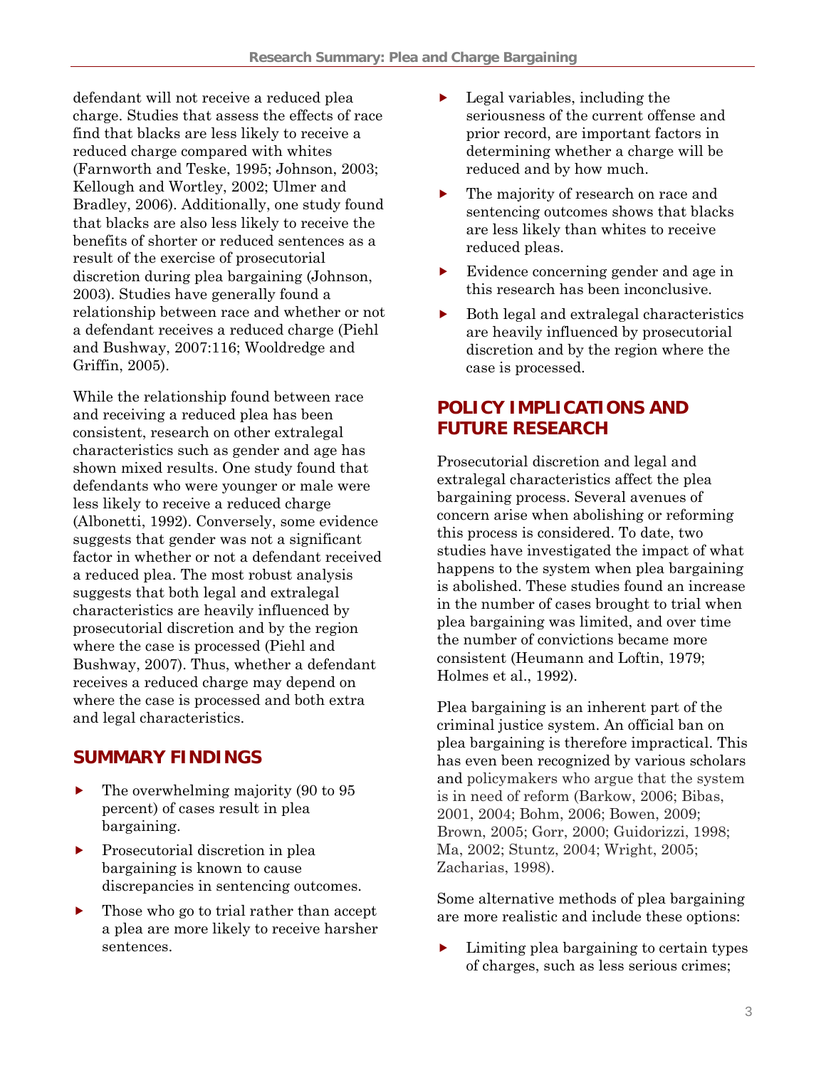defendant will not receive a reduced plea charge. Studies that assess the effects of race find that blacks are less likely to receive a reduced charge compared with whites (Farnworth and Teske, 1995; Johnson, 2003; Kellough and Wortley, 2002; Ulmer and Bradley, 2006). Additionally, one study found that blacks are also less likely to receive the benefits of shorter or reduced sentences as a result of the exercise of prosecutorial discretion during plea bargaining (Johnson, 2003). Studies have generally found a relationship between race and whether or not a defendant receives a reduced charge (Piehl and Bushway, 2007:116; Wooldredge and Griffin, 2005).

While the relationship found between race and receiving a reduced plea has been consistent, research on other extralegal characteristics such as gender and age has shown mixed results. One study found that defendants who were younger or male were less likely to receive a reduced charge (Albonetti, 1992). Conversely, some evidence suggests that gender was not a significant factor in whether or not a defendant received a reduced plea. The most robust analysis suggests that both legal and extralegal characteristics are heavily influenced by prosecutorial discretion and by the region where the case is processed (Piehl and Bushway, 2007). Thus, whether a defendant receives a reduced charge may depend on where the case is processed and both extra and legal characteristics.

## SUMMARY FINDINGS

- The overwhelming majority (90 to 95 percent) of cases result in plea bargaining.
- Prosecutorial discretion in plea bargaining is known to cause discrepancies in sentencing outcomes.
- Those who go to trial rather than accept a plea are more likely to receive harsher sentences.
- Legal variables, including the seriousness of the current offense and prior record, are important factors in determining whether a charge will be reduced and by how much.
- The majority of research on race and sentencing outcomes shows that blacks are less likely than whites to receive reduced pleas.
- Evidence concerning gender and age in this research has been inconclusive.
- Both legal and extralegal characteristics are heavily influenced by prosecutorial discretion and by the region where the case is processed.

## POLICY IMPLICATIONS AND FUTURE RESEARCH

Prosecutorial discretion and legal and extralegal characteristics affect the plea bargaining process. Several avenues of concern arise when abolishing or reforming this process is considered. To date, two studies have investigated the impact of what happens to the system when plea bargaining is abolished. These studies found an increase in the number of cases brought to trial when plea bargaining was limited, and over time the number of convictions became more consistent (Heumann and Loftin, 1979; Holmes et al., 1992).

Plea bargaining is an inherent part of the criminal justice system. An official ban on plea bargaining is therefore impractical. This has even been recognized by various scholars and policymakers who argue that the system is in need of reform (Barkow, 2006; Bibas, 2001, 2004; Bohm, 2006; Bowen, 2009; Brown, 2005; Gorr, 2000; Guidorizzi, 1998; Ma, 2002; Stuntz, 2004; Wright, 2005; Zacharias, 1998).

Some alternative methods of plea bargaining are more realistic and include these options:

- Limiting plea bargaining to certain types of charges, such as less serious crimes;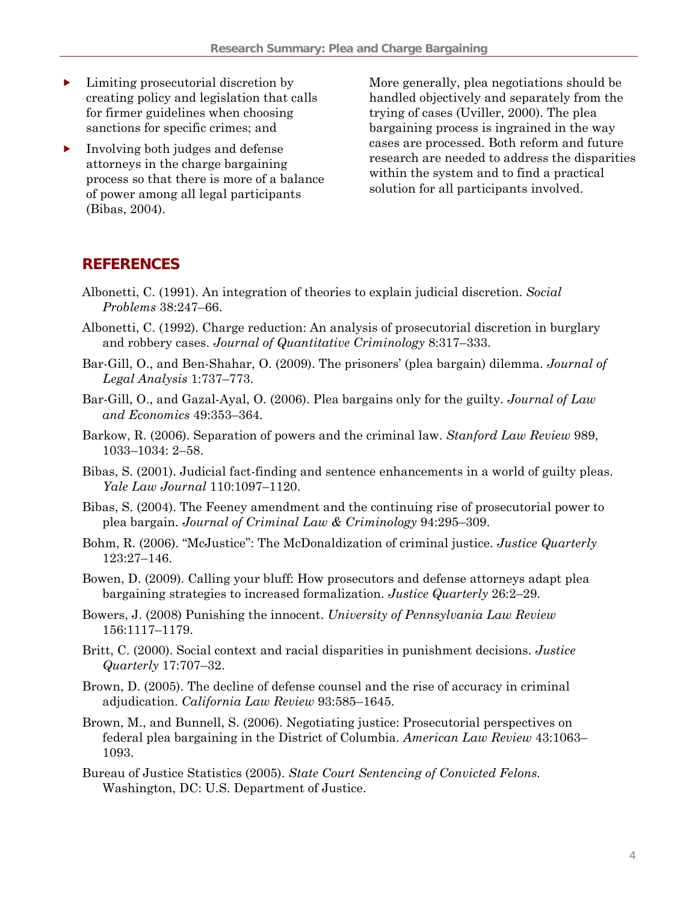- Limiting prosecutorial discretion by creating policy and legislation that calls for firmer guidelines when choosing sanctions for specific crimes; and
- Involving both judges and defense attorneys in the charge bargaining process so that there is more of a balance of power among all legal participants (Bibas, 2004).

More generally, plea negotiations should be handled objectively and separately from the trying of cases (Uviller, 2000). The plea bargaining process is ingrained in the way cases are processed. Both reform and future research are needed to address the disparities within the system and to find a practical solution for all participants involved.

## REFERENCES

Albonetti, C. (1991). An integration of theories to explain judicial discretion. *Social Problems* 38:247–66.

Albonetti, C. (1992). Charge reduction: An analysis of prosecutorial discretion in burglary and robbery cases. *Journal of Quantitative Criminology* 8:317–333.

Bar-Gill, O., and Ben-Shahar, O. (2009). The prisoners' (plea bargain) dilemma. *Journal of Legal Analysis* 1:737–773.

Bar-Gill, O., and Gazal-Ayal, O. (2006). Plea bargains only for the guilty. *Journal of Law and Economics* 49:353–364.

Barkow, R. (2006). Separation of powers and the criminal law. *Stanford Law Review* 989, 1033–1034: 2–58.

Bibas, S. (2001). Judicial fact-finding and sentence enhancements in a world of guilty pleas. *Yale Law Journal* 110:1097–1120.

Bibas, S. (2004). The Feeney amendment and the continuing rise of prosecutorial power to plea bargain. *Journal of Criminal Law & Criminology* 94:295–309.

Bohm, R. (2006). "McJustice": The McDonaldization of criminal justice. *Justice Quarterly* 123:27–146.

Bowen, D. (2009). Calling your bluff: How prosecutors and defense attorneys adapt plea bargaining strategies to increased formalization. *Justice Quarterly* 26:2–29.

Bowers, J. (2008) Punishing the innocent. *University of Pennsylvania Law Review* 156:1117–1179.

Britt, C. (2000). Social context and racial disparities in punishment decisions. *Justice Quarterly* 17:707–32.

Brown, D. (2005). The decline of defense counsel and the rise of accuracy in criminal adjudication. *California Law Review* 93:585–1645.

Brown, M., and Bunnell, S. (2006). Negotiating justice: Prosecutorial perspectives on federal plea bargaining in the District of Columbia. *American Law Review* 43:1063–1093.

Bureau of Justice Statistics (2005). *State Court Sentencing of Convicted Felons.* Washington, DC: U.S. Department of Justice.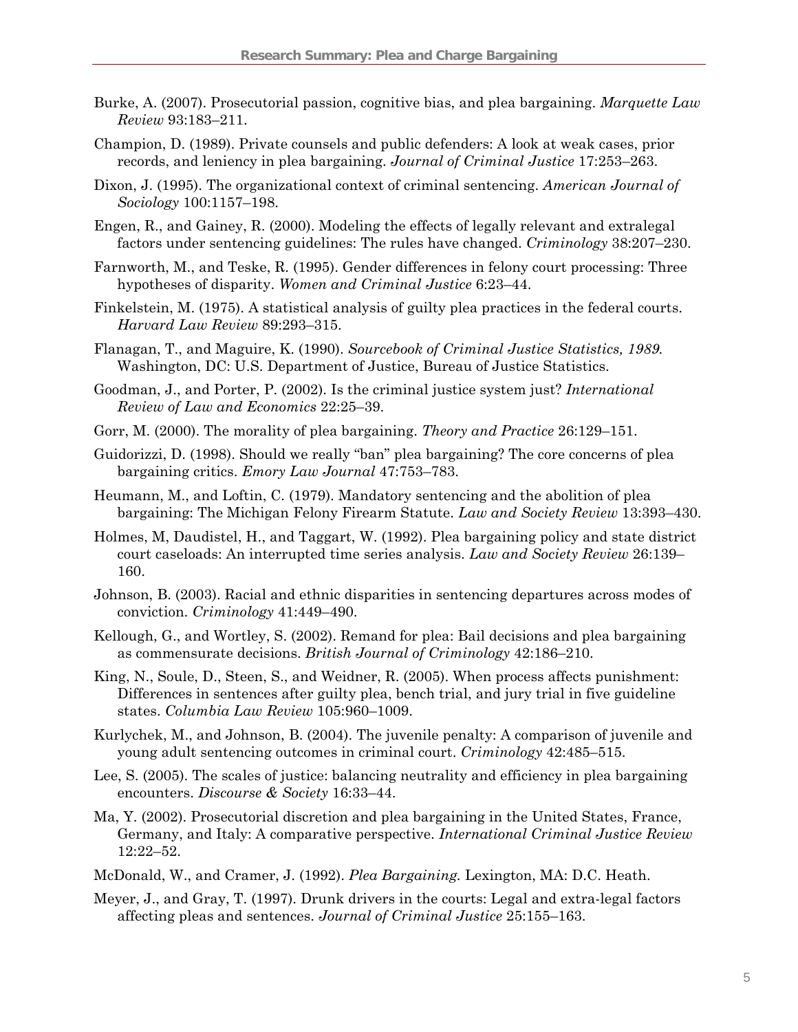Burke, A. (2007). Prosecutorial passion, cognitive bias, and plea bargaining. *Marquette Law Review* 93:183–211.

Champion, D. (1989). Private counsels and public defenders: A look at weak cases, prior records, and leniency in plea bargaining. *Journal of Criminal Justice* 17:253–263.

Dixon, J. (1995). The organizational context of criminal sentencing. *American Journal of Sociology* 100:1157–198.

Engen, R., and Gainey, R. (2000). Modeling the effects of legally relevant and extralegal factors under sentencing guidelines: The rules have changed. *Criminology* 38:207–230.

Farnworth, M., and Teske, R. (1995). Gender differences in felony court processing: Three hypotheses of disparity. *Women and Criminal Justice* 6:23–44.

Finkelstein, M. (1975). A statistical analysis of guilty plea practices in the federal courts. *Harvard Law Review* 89:293–315.

Flanagan, T., and Maguire, K. (1990). *Sourcebook of Criminal Justice Statistics, 1989.* Washington, DC: U.S. Department of Justice, Bureau of Justice Statistics.

Goodman, J., and Porter, P. (2002). Is the criminal justice system just? *International Review of Law and Economics* 22:25–39.

Gorr, M. (2000). The morality of plea bargaining. *Theory and Practice* 26:129–151.

Guidorizzi, D. (1998). Should we really "ban" plea bargaining? The core concerns of plea bargaining critics. *Emory Law Journal* 47:753–783.

Heumann, M., and Loftin, C. (1979). Mandatory sentencing and the abolition of plea bargaining: The Michigan Felony Firearm Statute. *Law and Society Review* 13:393–430.

Holmes, M, Daudistel, H., and Taggart, W. (1992). Plea bargaining policy and state district court caseloads: An interrupted time series analysis. *Law and Society Review* 26:139–160.

Johnson, B. (2003). Racial and ethnic disparities in sentencing departures across modes of conviction. *Criminology* 41:449–490.

Kellough, G., and Wortley, S. (2002). Remand for plea: Bail decisions and plea bargaining as commensurate decisions. *British Journal of Criminology* 42:186–210.

King, N., Soule, D., Steen, S., and Weidner, R. (2005). When process affects punishment: Differences in sentences after guilty plea, bench trial, and jury trial in five guideline states. *Columbia Law Review* 105:960–1009.

Kurlychek, M., and Johnson, B. (2004). The juvenile penalty: A comparison of juvenile and young adult sentencing outcomes in criminal court. *Criminology* 42:485–515.

Lee, S. (2005). The scales of justice: balancing neutrality and efficiency in plea bargaining encounters. *Discourse & Society* 16:33–44.

Ma, Y. (2002). Prosecutorial discretion and plea bargaining in the United States, France, Germany, and Italy: A comparative perspective. *International Criminal Justice Review* 12:22–52.

McDonald, W., and Cramer, J. (1992). *Plea Bargaining.* Lexington, MA: D.C. Heath.

Meyer, J., and Gray, T. (1997). Drunk drivers in the courts: Legal and extra-legal factors affecting pleas and sentences. *Journal of Criminal Justice* 25:155–163.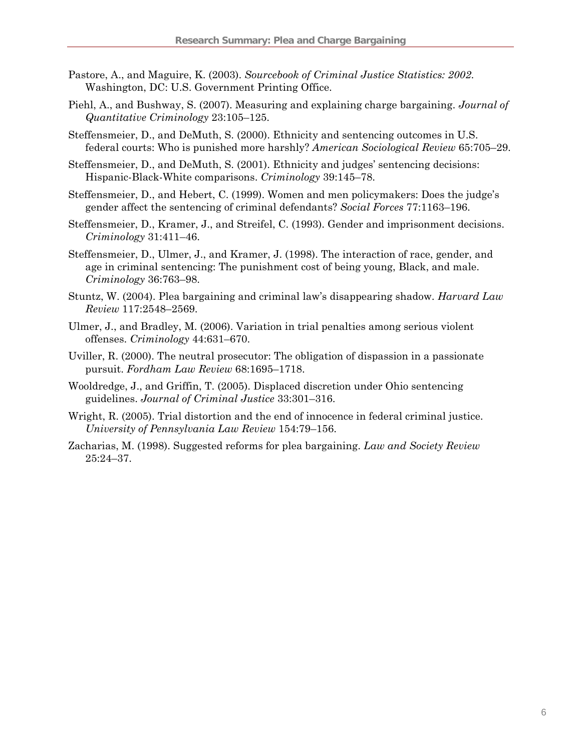Pastore, A., and Maguire, K. (2003). *Sourcebook of Criminal Justice Statistics: 2002*. Washington, DC: U.S. Government Printing Office.

Piehl, A., and Bushway, S. (2007). Measuring and explaining charge bargaining. *Journal of Quantitative Criminology* 23:105–125.

Steffensmeier, D., and DeMuth, S. (2000). Ethnicity and sentencing outcomes in U.S. federal courts: Who is punished more harshly? *American Sociological Review* 65:705–29.

Steffensmeier, D., and DeMuth, S. (2001). Ethnicity and judges' sentencing decisions: Hispanic-Black-White comparisons. *Criminology* 39:145–78.

Steffensmeier, D., and Hebert, C. (1999). Women and men policymakers: Does the judge's gender affect the sentencing of criminal defendants? *Social Forces* 77:1163–196.

Steffensmeier, D., Kramer, J., and Streifel, C. (1993). Gender and imprisonment decisions. *Criminology* 31:411–46.

Steffensmeier, D., Ulmer, J., and Kramer, J. (1998). The interaction of race, gender, and age in criminal sentencing: The punishment cost of being young, Black, and male. *Criminology* 36:763–98.

Stuntz, W. (2004). Plea bargaining and criminal law's disappearing shadow. *Harvard Law Review* 117:2548–2569.

Ulmer, J., and Bradley, M. (2006). Variation in trial penalties among serious violent offenses. *Criminology* 44:631–670.

Uviller, R. (2000). The neutral prosecutor: The obligation of dispassion in a passionate pursuit. *Fordham Law Review* 68:1695–1718.

Wooldredge, J., and Griffin, T. (2005). Displaced discretion under Ohio sentencing guidelines. *Journal of Criminal Justice* 33:301–316.

Wright, R. (2005). Trial distortion and the end of innocence in federal criminal justice. *University of Pennsylvania Law Review* 154:79–156.

Zacharias, M. (1998). Suggested reforms for plea bargaining. *Law and Society Review* 25:24–37.